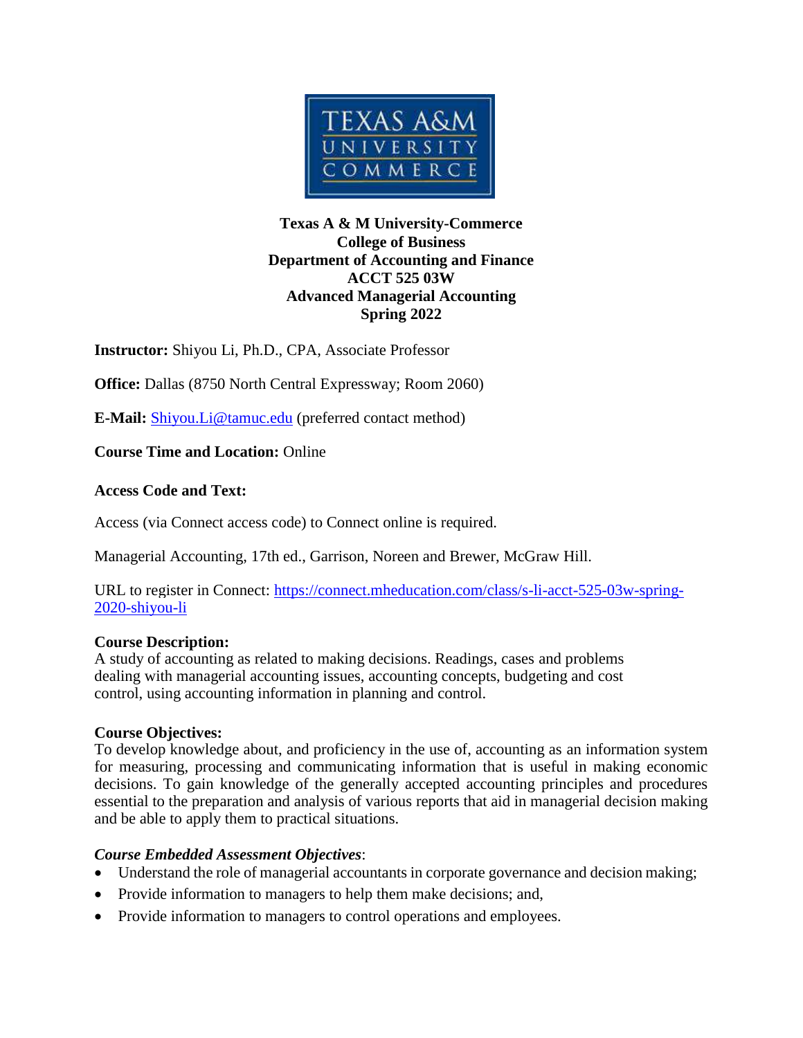**Texas A & M University-Commerce**
**College of Business**
**Department of Accounting and Finance**
**ACCT 525 03W**
**Advanced Managerial Accounting**
**Spring 2022**

**Instructor:** Shiyou Li, Ph.D., CPA, Associate Professor

**Office:** Dallas (8750 North Central Expressway; Room 2060)

**E-Mail:** Shiyou.Li@tamuc.edu (preferred contact method)

**Course Time and Location:** Online

**Access Code and Text:**

Access (via Connect access code) to Connect online is required.

Managerial Accounting, 17th ed., Garrison, Noreen and Brewer, McGraw Hill.

URL to register in Connect: https://connect.mheducation.com/class/s-li-acct-525-03w-spring-2020-shiyou-li

**Course Description:**
A study of accounting as related to making decisions. Readings, cases and problems dealing with managerial accounting issues, accounting concepts, budgeting and cost control, using accounting information in planning and control.

**Course Objectives:**
To develop knowledge about, and proficiency in the use of, accounting as an information system for measuring, processing and communicating information that is useful in making economic decisions. To gain knowledge of the generally accepted accounting principles and procedures essential to the preparation and analysis of various reports that aid in managerial decision making and be able to apply them to practical situations.

***Course Embedded Assessment Objectives***:

- Understand the role of managerial accountants in corporate governance and decision making;
- Provide information to managers to help them make decisions; and,
- Provide information to managers to control operations and employees.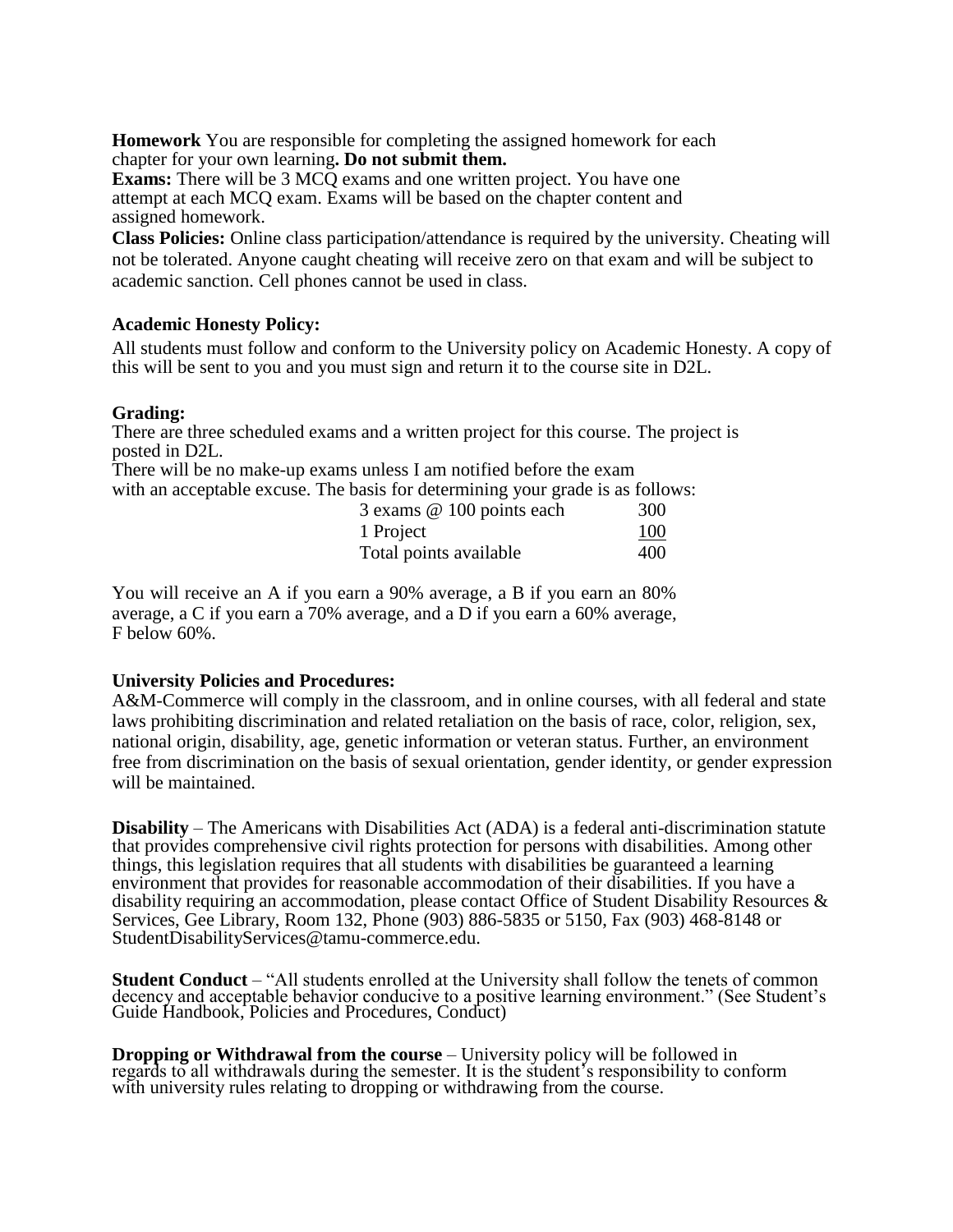**Homework** You are responsible for completing the assigned homework for each chapter for your own learning**. Do not submit them.**

**Exams:** There will be 3 MCQ exams and one written project. You have one attempt at each MCQ exam. Exams will be based on the chapter content and assigned homework.

**Class Policies:** Online class participation/attendance is required by the university. Cheating will not be tolerated. Anyone caught cheating will receive zero on that exam and will be subject to academic sanction. Cell phones cannot be used in class.

**Academic Honesty Policy:**

All students must follow and conform to the University policy on Academic Honesty. A copy of this will be sent to you and you must sign and return it to the course site in D2L.

**Grading:**

There are three scheduled exams and a written project for this course. The project is posted in D2L.

There will be no make-up exams unless I am notified before the exam with an acceptable excuse. The basis for determining your grade is as follows:

| | |
|---|---|
| 3 exams @ 100 points each | 300 |
| 1 Project | 100 |
| Total points available | 400 |

You will receive an A if you earn a 90% average, a B if you earn an 80% average, a C if you earn a 70% average, and a D if you earn a 60% average, F below 60%.

**University Policies and Procedures:**

A&M-Commerce will comply in the classroom, and in online courses, with all federal and state laws prohibiting discrimination and related retaliation on the basis of race, color, religion, sex, national origin, disability, age, genetic information or veteran status. Further, an environment free from discrimination on the basis of sexual orientation, gender identity, or gender expression will be maintained.

**Disability** – The Americans with Disabilities Act (ADA) is a federal anti-discrimination statute that provides comprehensive civil rights protection for persons with disabilities. Among other things, this legislation requires that all students with disabilities be guaranteed a learning environment that provides for reasonable accommodation of their disabilities. If you have a disability requiring an accommodation, please contact Office of Student Disability Resources & Services, Gee Library, Room 132, Phone (903) 886-5835 or 5150, Fax (903) 468-8148 or StudentDisabilityServices@tamu-commerce.edu.

**Student Conduct** – "All students enrolled at the University shall follow the tenets of common decency and acceptable behavior conducive to a positive learning environment." (See Student's Guide Handbook, Policies and Procedures, Conduct)

**Dropping or Withdrawal from the course** – University policy will be followed in regards to all withdrawals during the semester. It is the student's responsibility to conform with university rules relating to dropping or withdrawing from the course.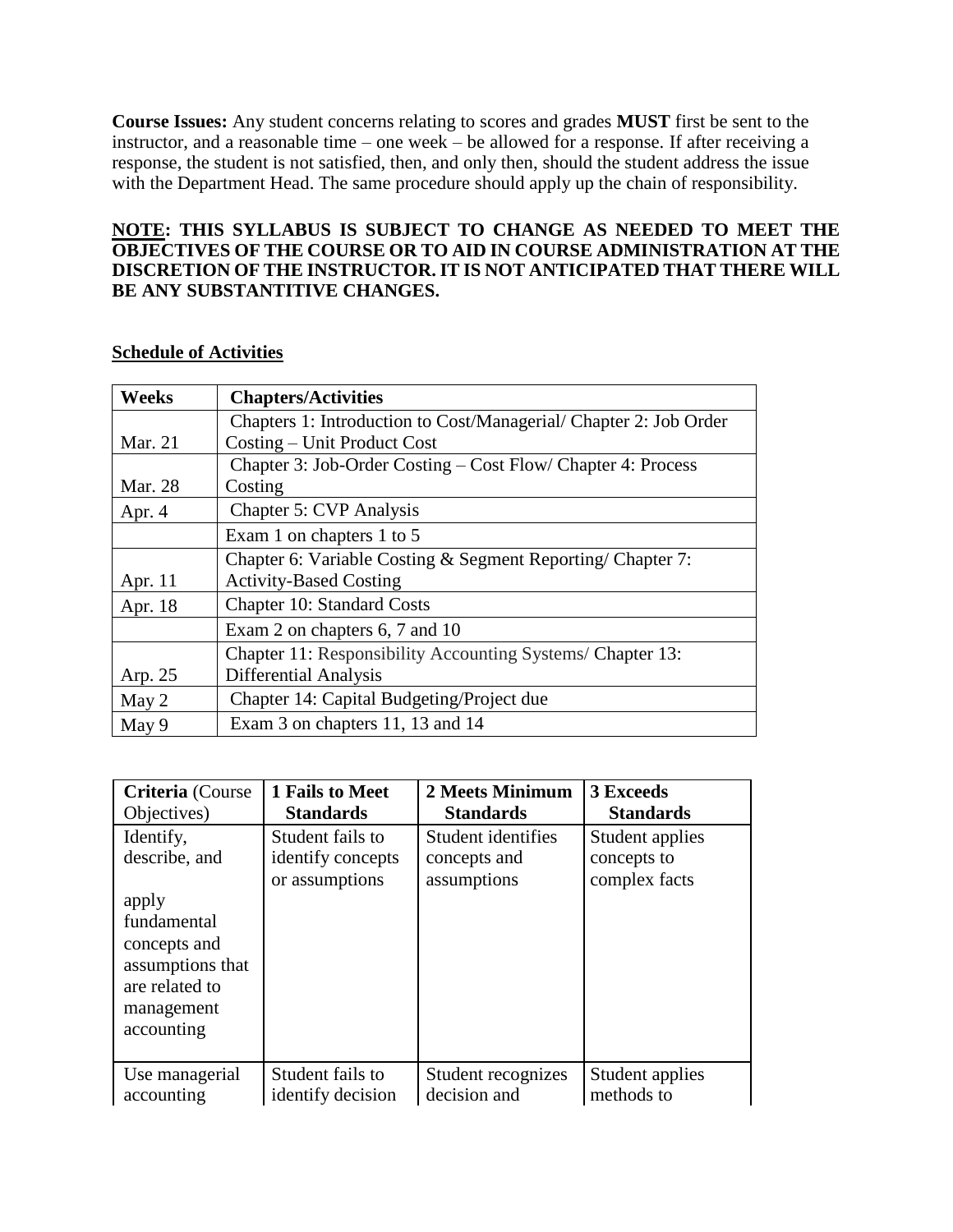**Course Issues:** Any student concerns relating to scores and grades **MUST** first be sent to the instructor, and a reasonable time – one week – be allowed for a response. If after receiving a response, the student is not satisfied, then, and only then, should the student address the issue with the Department Head. The same procedure should apply up the chain of responsibility.

**<u>NOTE</u>: THIS SYLLABUS IS SUBJECT TO CHANGE AS NEEDED TO MEET THE OBJECTIVES OF THE COURSE OR TO AID IN COURSE ADMINISTRATION AT THE DISCRETION OF THE INSTRUCTOR. IT IS NOT ANTICIPATED THAT THERE WILL BE ANY SUBSTANTITIVE CHANGES.**

**<u>Schedule of Activities</u>**

| Weeks | Chapters/Activities |
|---|---|
| Mar. 21 | Chapters 1: Introduction to Cost/Managerial/ Chapter 2: Job Order Costing – Unit Product Cost |
| Mar. 28 | Chapter 3: Job-Order Costing – Cost Flow/ Chapter 4: Process Costing |
| Apr. 4 | Chapter 5: CVP Analysis |
| | Exam 1 on chapters 1 to 5 |
| Apr. 11 | Chapter 6: Variable Costing & Segment Reporting/ Chapter 7: Activity-Based Costing |
| Apr. 18 | Chapter 10: Standard Costs |
| | Exam 2 on chapters 6, 7 and 10 |
| Arp. 25 | Chapter 11: Responsibility Accounting Systems/ Chapter 13: Differential Analysis |
| May 2 | Chapter 14: Capital Budgeting/Project due |
| May 9 | Exam 3 on chapters 11, 13 and 14 |

| **Criteria** (Course Objectives) | **1 Fails to Meet Standards** | **2 Meets Minimum Standards** | **3 Exceeds Standards** |
|---|---|---|---|
| Identify, describe, and apply fundamental concepts and assumptions that are related to management accounting | Student fails to identify concepts or assumptions | Student identifies concepts and assumptions | Student applies concepts to complex facts |
| Use managerial accounting | Student fails to identify decision | Student recognizes decision and | Student applies methods to |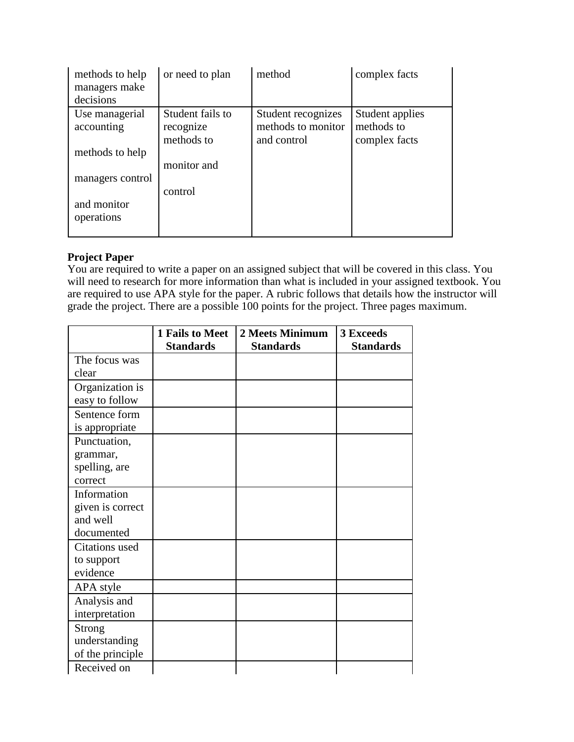| | | | |
|---|---|---|---|
| methods to help managers make decisions | or need to plan | method | complex facts |
| Use managerial accounting methods to help managers control and monitor operations | Student fails to recognize methods to monitor and control | Student recognizes methods to monitor and control | Student applies methods to complex facts |

**Project Paper**
You are required to write a paper on an assigned subject that will be covered in this class. You will need to research for more information than what is included in your assigned textbook. You are required to use APA style for the paper. A rubric follows that details how the instructor will grade the project. There are a possible 100 points for the project. Three pages maximum.

| | **1 Fails to Meet Standards** | **2 Meets Minimum Standards** | **3 Exceeds Standards** |
|---|---|---|---|
| The focus was clear | | | |
| Organization is easy to follow | | | |
| Sentence form is appropriate | | | |
| Punctuation, grammar, spelling, are correct | | | |
| Information given is correct and well documented | | | |
| Citations used to support evidence | | | |
| APA style | | | |
| Analysis and interpretation | | | |
| Strong understanding of the principle | | | |
| Received on | | | |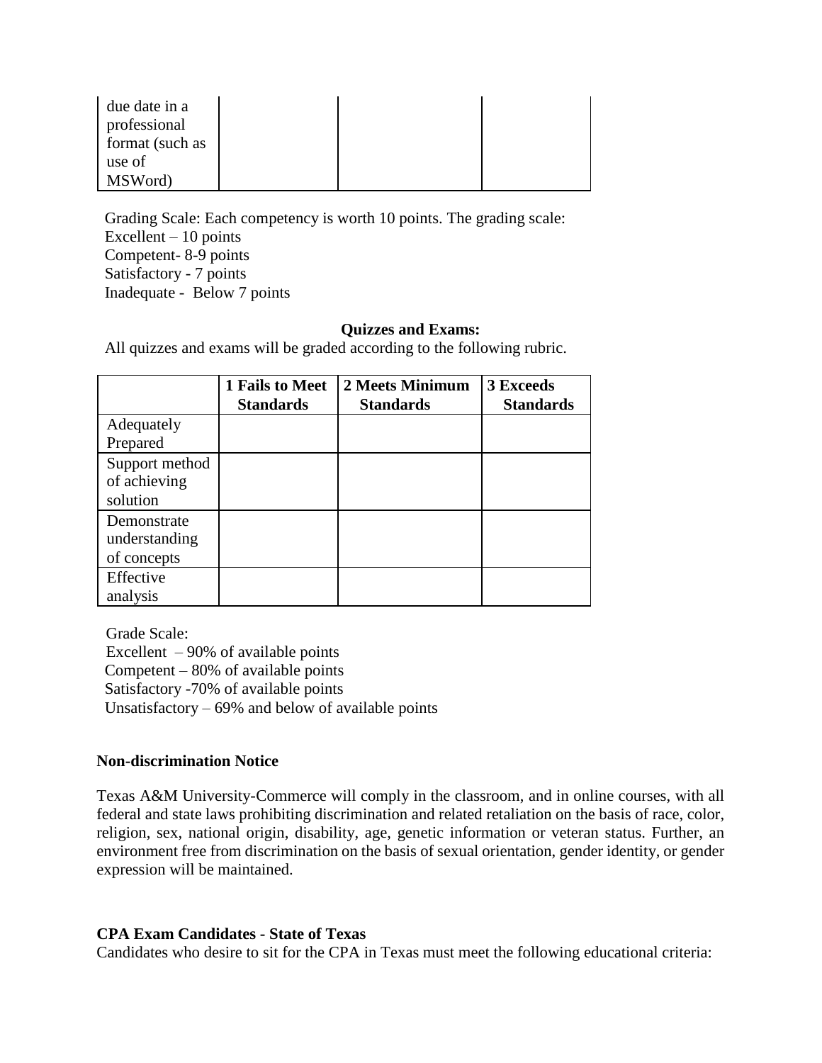| due date in a professional format (such as use of MSWord) | | | |
|---|---|---|---|

Grading Scale: Each competency is worth 10 points. The grading scale:
Excellent – 10 points
Competent- 8-9 points
Satisfactory - 7 points
Inadequate - Below 7 points

**Quizzes and Exams:**

All quizzes and exams will be graded according to the following rubric.

| | **1 Fails to Meet Standards** | **2 Meets Minimum Standards** | **3 Exceeds Standards** |
|---|---|---|---|
| Adequately Prepared | | | |
| Support method of achieving solution | | | |
| Demonstrate understanding of concepts | | | |
| Effective analysis | | | |

Grade Scale:
Excellent – 90% of available points
Competent – 80% of available points
Satisfactory -70% of available points
Unsatisfactory – 69% and below of available points

**Non-discrimination Notice**

Texas A&M University-Commerce will comply in the classroom, and in online courses, with all federal and state laws prohibiting discrimination and related retaliation on the basis of race, color, religion, sex, national origin, disability, age, genetic information or veteran status. Further, an environment free from discrimination on the basis of sexual orientation, gender identity, or gender expression will be maintained.

**CPA Exam Candidates - State of Texas**

Candidates who desire to sit for the CPA in Texas must meet the following educational criteria: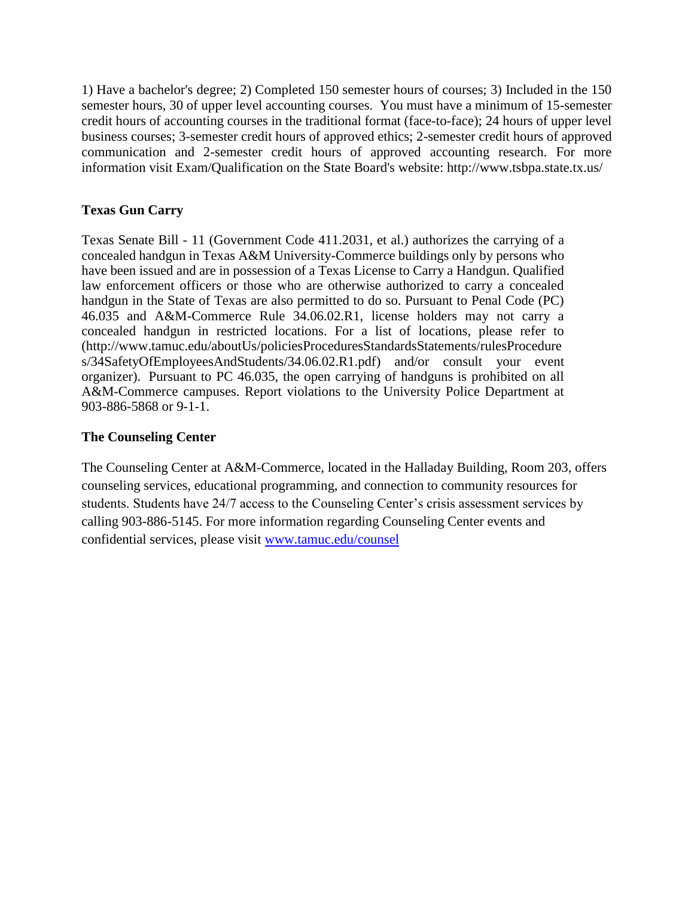1) Have a bachelor's degree; 2) Completed 150 semester hours of courses; 3) Included in the 150 semester hours, 30 of upper level accounting courses. You must have a minimum of 15-semester credit hours of accounting courses in the traditional format (face-to-face); 24 hours of upper level business courses; 3-semester credit hours of approved ethics; 2-semester credit hours of approved communication and 2-semester credit hours of approved accounting research. For more information visit Exam/Qualification on the State Board's website: http://www.tsbpa.state.tx.us/

**Texas Gun Carry**

Texas Senate Bill - 11 (Government Code 411.2031, et al.) authorizes the carrying of a concealed handgun in Texas A&M University-Commerce buildings only by persons who have been issued and are in possession of a Texas License to Carry a Handgun. Qualified law enforcement officers or those who are otherwise authorized to carry a concealed handgun in the State of Texas are also permitted to do so. Pursuant to Penal Code (PC) 46.035 and A&M-Commerce Rule 34.06.02.R1, license holders may not carry a concealed handgun in restricted locations. For a list of locations, please refer to (http://www.tamuc.edu/aboutUs/policiesProceduresStandardsStatements/rulesProcedures/34SafetyOfEmployeesAndStudents/34.06.02.R1.pdf) and/or consult your event organizer). Pursuant to PC 46.035, the open carrying of handguns is prohibited on all A&M-Commerce campuses. Report violations to the University Police Department at 903-886-5868 or 9-1-1.

**The Counseling Center**

The Counseling Center at A&M-Commerce, located in the Halladay Building, Room 203, offers counseling services, educational programming, and connection to community resources for students. Students have 24/7 access to the Counseling Center's crisis assessment services by calling 903-886-5145. For more information regarding Counseling Center events and confidential services, please visit [www.tamuc.edu/counsel](www.tamuc.edu/counsel)